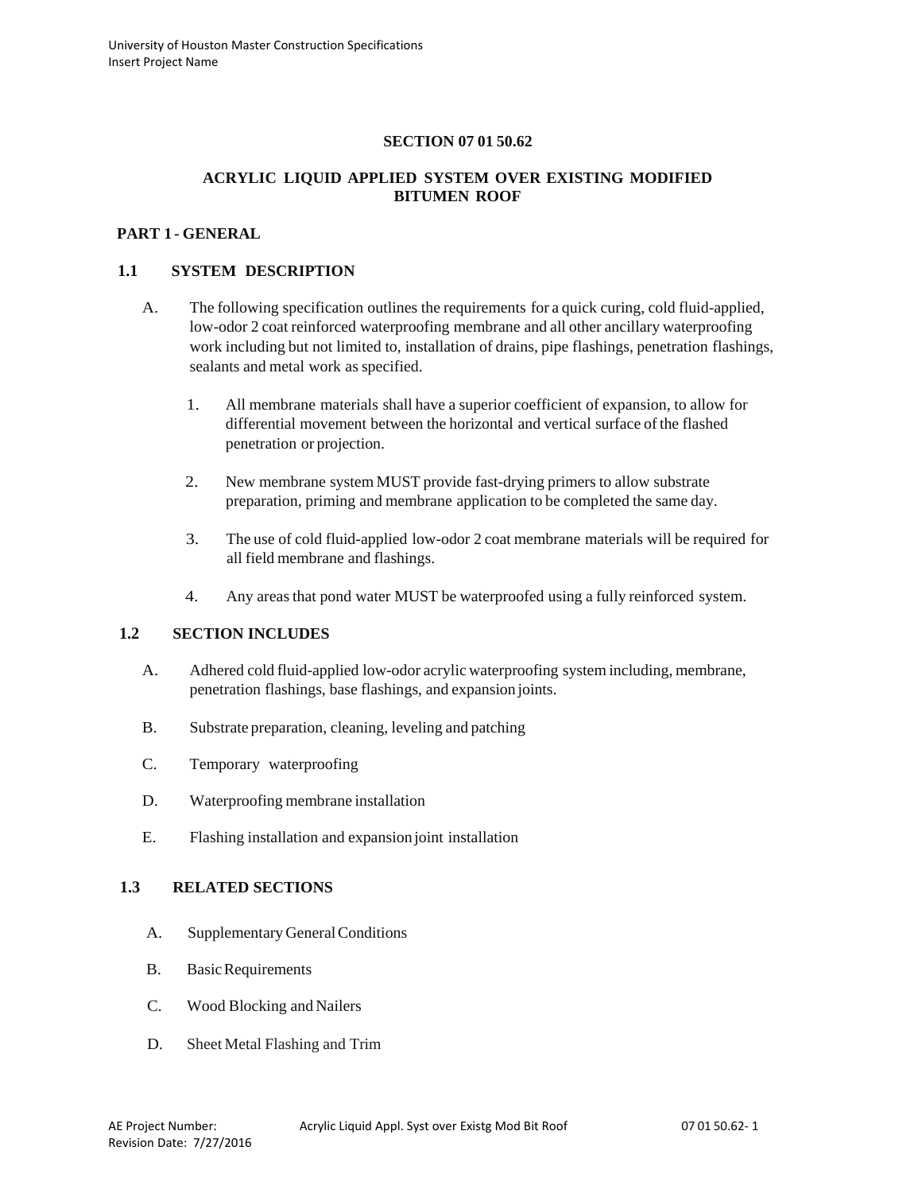# SECTION 07 01 50.62

# ACRYLIC LIQUID APPLIED SYSTEM OVER EXISTING MODIFIED BITUMEN ROOF

## PART 1 - GENERAL

### 1.1 SYSTEM DESCRIPTION

A. The following specification outlines the requirements for a quick curing, cold fluid-applied, low-odor 2 coat reinforced waterproofing membrane and all other ancillary waterproofing work including but not limited to, installation of drains, pipe flashings, penetration flashings, sealants and metal work as specified.

1. All membrane materials shall have a superior coefficient of expansion, to allow for differential movement between the horizontal and vertical surface of the flashed penetration or projection.

2. New membrane system MUST provide fast-drying primers to allow substrate preparation, priming and membrane application to be completed the same day.

3. The use of cold fluid-applied low-odor 2 coat membrane materials will be required for all field membrane and flashings.

4. Any areas that pond water MUST be waterproofed using a fully reinforced system.

### 1.2 SECTION INCLUDES

A. Adhered cold fluid-applied low-odor acrylic waterproofing system including, membrane, penetration flashings, base flashings, and expansion joints.

B. Substrate preparation, cleaning, leveling and patching

C. Temporary waterproofing

D. Waterproofing membrane installation

E. Flashing installation and expansion joint installation

### 1.3 RELATED SECTIONS

A. Supplementary General Conditions

B. Basic Requirements

C. Wood Blocking and Nailers

D. Sheet Metal Flashing and Trim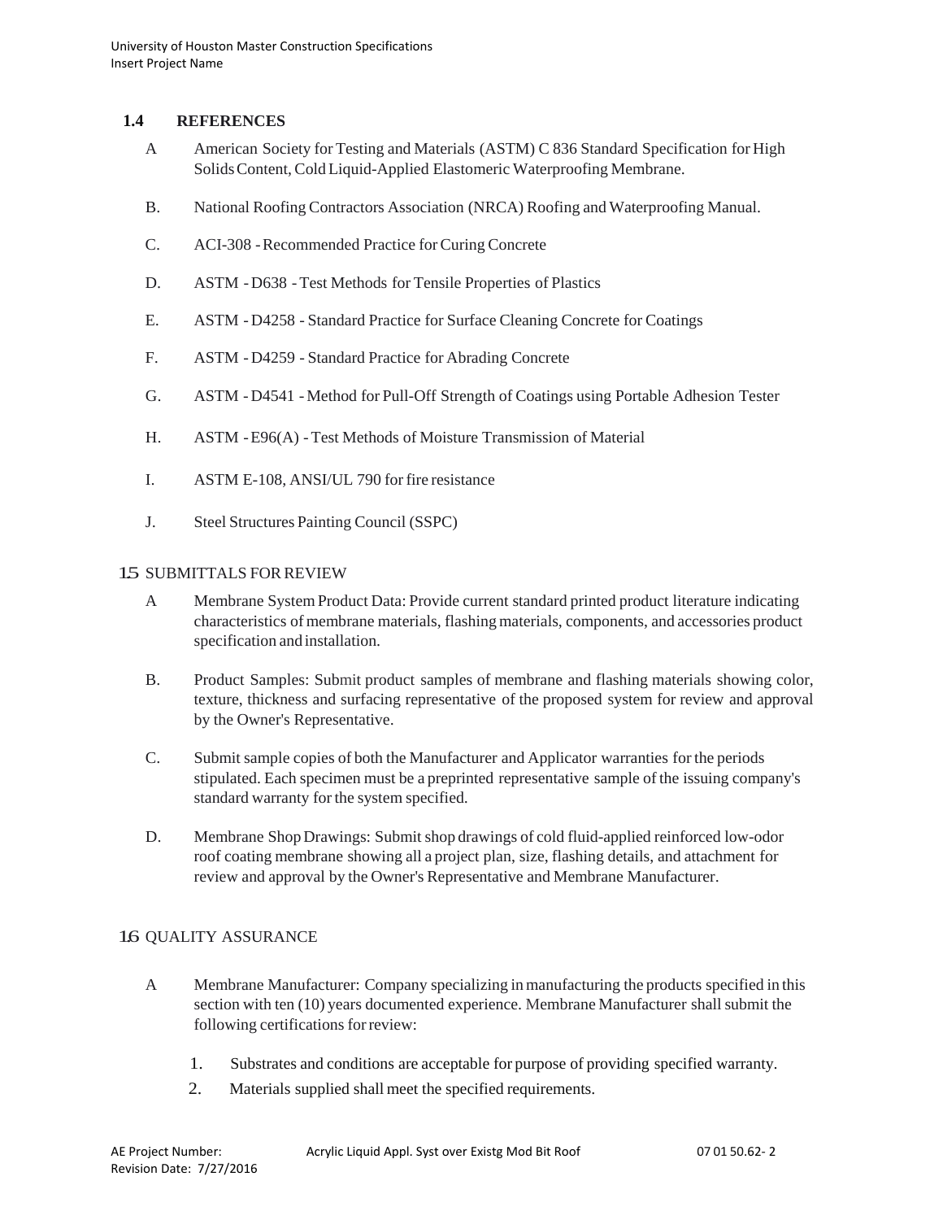## 1.4 REFERENCES

A American Society for Testing and Materials (ASTM) C 836 Standard Specification for High Solids Content, Cold Liquid-Applied Elastomeric Waterproofing Membrane.

B. National Roofing Contractors Association (NRCA) Roofing and Waterproofing Manual.

C. ACI-308 - Recommended Practice for Curing Concrete

D. ASTM - D638 - Test Methods for Tensile Properties of Plastics

E. ASTM - D4258 - Standard Practice for Surface Cleaning Concrete for Coatings

F. ASTM - D4259 - Standard Practice for Abrading Concrete

G. ASTM - D4541 - Method for Pull-Off Strength of Coatings using Portable Adhesion Tester

H. ASTM - E96(A) - Test Methods of Moisture Transmission of Material

I. ASTM E-108, ANSI/UL 790 for fire resistance

J. Steel Structures Painting Council (SSPC)

## 1.5 SUBMITTALS FOR REVIEW

A Membrane System Product Data: Provide current standard printed product literature indicating characteristics of membrane materials, flashing materials, components, and accessories product specification and installation.

B. Product Samples: Submit product samples of membrane and flashing materials showing color, texture, thickness and surfacing representative of the proposed system for review and approval by the Owner's Representative.

C. Submit sample copies of both the Manufacturer and Applicator warranties for the periods stipulated. Each specimen must be a preprinted representative sample of the issuing company's standard warranty for the system specified.

D. Membrane Shop Drawings: Submit shop drawings of cold fluid-applied reinforced low-odor roof coating membrane showing all a project plan, size, flashing details, and attachment for review and approval by the Owner's Representative and Membrane Manufacturer.

## 1.6 QUALITY ASSURANCE

A Membrane Manufacturer: Company specializing in manufacturing the products specified in this section with ten (10) years documented experience. Membrane Manufacturer shall submit the following certifications for review:

1. Substrates and conditions are acceptable for purpose of providing specified warranty.
2. Materials supplied shall meet the specified requirements.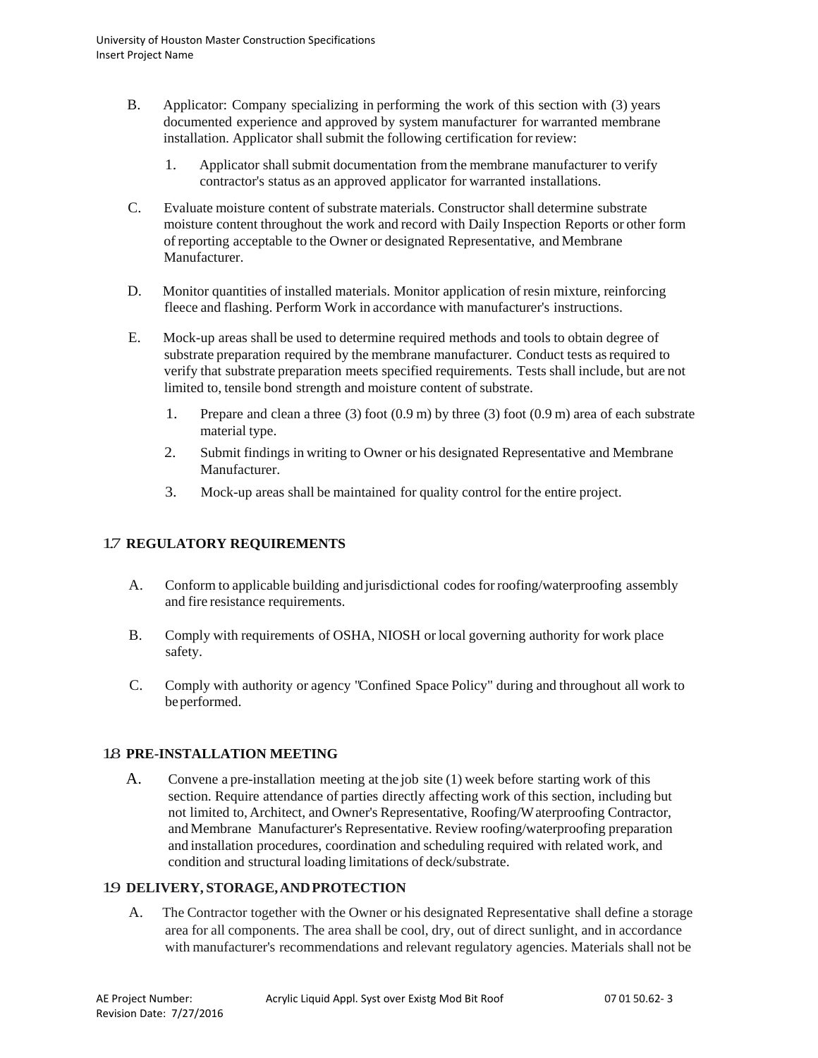B. Applicator: Company specializing in performing the work of this section with (3) years documented experience and approved by system manufacturer for warranted membrane installation. Applicator shall submit the following certification for review:

1. Applicator shall submit documentation from the membrane manufacturer to verify contractor's status as an approved applicator for warranted installations.

C. Evaluate moisture content of substrate materials. Constructor shall determine substrate moisture content throughout the work and record with Daily Inspection Reports or other form of reporting acceptable to the Owner or designated Representative, and Membrane Manufacturer.

D. Monitor quantities of installed materials. Monitor application of resin mixture, reinforcing fleece and flashing. Perform Work in accordance with manufacturer's instructions.

E. Mock-up areas shall be used to determine required methods and tools to obtain degree of substrate preparation required by the membrane manufacturer. Conduct tests as required to verify that substrate preparation meets specified requirements. Tests shall include, but are not limited to, tensile bond strength and moisture content of substrate.

1. Prepare and clean a three (3) foot (0.9 m) by three (3) foot (0.9 m) area of each substrate material type.
2. Submit findings in writing to Owner or his designated Representative and Membrane Manufacturer.
3. Mock-up areas shall be maintained for quality control for the entire project.

## 1.7 REGULATORY REQUIREMENTS

A. Conform to applicable building and jurisdictional codes for roofing/waterproofing assembly and fire resistance requirements.

B. Comply with requirements of OSHA, NIOSH or local governing authority for work place safety.

C. Comply with authority or agency "Confined Space Policy" during and throughout all work to be performed.

## 1.8 PRE-INSTALLATION MEETING

A. Convene a pre-installation meeting at the job site (1) week before starting work of this section. Require attendance of parties directly affecting work of this section, including but not limited to, Architect, and Owner's Representative, Roofing/Waterproofing Contractor, and Membrane Manufacturer's Representative. Review roofing/waterproofing preparation and installation procedures, coordination and scheduling required with related work, and condition and structural loading limitations of deck/substrate.

## 1.9 DELIVERY, STORAGE, AND PROTECTION

A. The Contractor together with the Owner or his designated Representative shall define a storage area for all components. The area shall be cool, dry, out of direct sunlight, and in accordance with manufacturer's recommendations and relevant regulatory agencies. Materials shall not be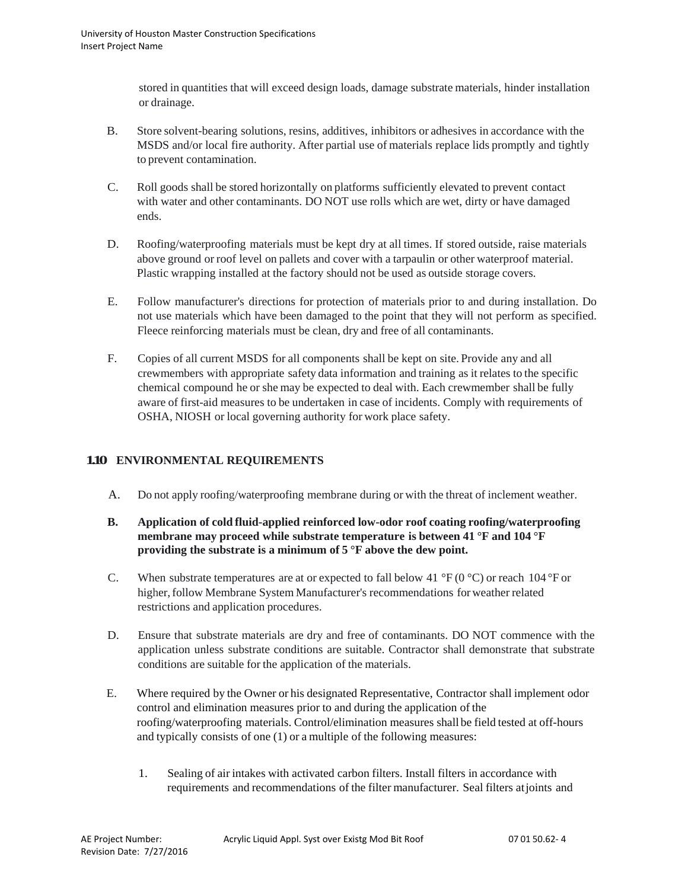stored in quantities that will exceed design loads, damage substrate materials, hinder installation or drainage.

B. Store solvent-bearing solutions, resins, additives, inhibitors or adhesives in accordance with the MSDS and/or local fire authority. After partial use of materials replace lids promptly and tightly to prevent contamination.

C. Roll goods shall be stored horizontally on platforms sufficiently elevated to prevent contact with water and other contaminants. DO NOT use rolls which are wet, dirty or have damaged ends.

D. Roofing/waterproofing materials must be kept dry at all times. If stored outside, raise materials above ground or roof level on pallets and cover with a tarpaulin or other waterproof material. Plastic wrapping installed at the factory should not be used as outside storage covers.

E. Follow manufacturer's directions for protection of materials prior to and during installation. Do not use materials which have been damaged to the point that they will not perform as specified. Fleece reinforcing materials must be clean, dry and free of all contaminants.

F. Copies of all current MSDS for all components shall be kept on site. Provide any and all crewmembers with appropriate safety data information and training as it relates to the specific chemical compound he or she may be expected to deal with. Each crewmember shall be fully aware of first-aid measures to be undertaken in case of incidents. Comply with requirements of OSHA, NIOSH or local governing authority for work place safety.

## 1.10 ENVIRONMENTAL REQUIREMENTS

A. Do not apply roofing/waterproofing membrane during or with the threat of inclement weather.

**B. Application of cold fluid-applied reinforced low-odor roof coating roofing/waterproofing membrane may proceed while substrate temperature is between 41 °F and 104 °F providing the substrate is a minimum of 5 °F above the dew point.**

C. When substrate temperatures are at or expected to fall below 41 °F (0 °C) or reach 104 °F or higher, follow Membrane System Manufacturer's recommendations for weather related restrictions and application procedures.

D. Ensure that substrate materials are dry and free of contaminants. DO NOT commence with the application unless substrate conditions are suitable. Contractor shall demonstrate that substrate conditions are suitable for the application of the materials.

E. Where required by the Owner or his designated Representative, Contractor shall implement odor control and elimination measures prior to and during the application of the roofing/waterproofing materials. Control/elimination measures shall be field tested at off-hours and typically consists of one (1) or a multiple of the following measures:

1. Sealing of air intakes with activated carbon filters. Install filters in accordance with requirements and recommendations of the filter manufacturer. Seal filters at joints and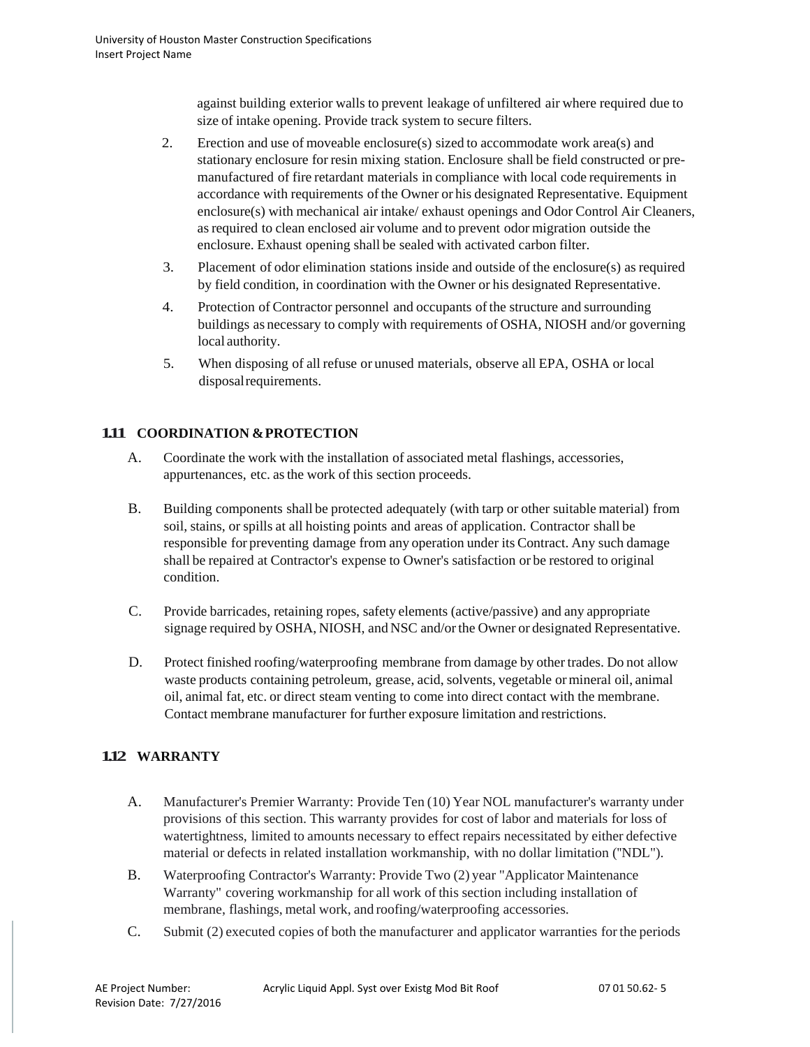against building exterior walls to prevent leakage of unfiltered air where required due to size of intake opening. Provide track system to secure filters.

2. Erection and use of moveable enclosure(s) sized to accommodate work area(s) and stationary enclosure for resin mixing station. Enclosure shall be field constructed or pre-manufactured of fire retardant materials in compliance with local code requirements in accordance with requirements of the Owner or his designated Representative. Equipment enclosure(s) with mechanical air intake/ exhaust openings and Odor Control Air Cleaners, as required to clean enclosed air volume and to prevent odor migration outside the enclosure. Exhaust opening shall be sealed with activated carbon filter.
3. Placement of odor elimination stations inside and outside of the enclosure(s) as required by field condition, in coordination with the Owner or his designated Representative.
4. Protection of Contractor personnel and occupants of the structure and surrounding buildings as necessary to comply with requirements of OSHA, NIOSH and/or governing local authority.
5. When disposing of all refuse or unused materials, observe all EPA, OSHA or local disposal requirements.

## 1.11 COORDINATION & PROTECTION

A. Coordinate the work with the installation of associated metal flashings, accessories, appurtenances, etc. as the work of this section proceeds.

B. Building components shall be protected adequately (with tarp or other suitable material) from soil, stains, or spills at all hoisting points and areas of application. Contractor shall be responsible for preventing damage from any operation under its Contract. Any such damage shall be repaired at Contractor's expense to Owner's satisfaction or be restored to original condition.

C. Provide barricades, retaining ropes, safety elements (active/passive) and any appropriate signage required by OSHA, NIOSH, and NSC and/or the Owner or designated Representative.

D. Protect finished roofing/waterproofing membrane from damage by other trades. Do not allow waste products containing petroleum, grease, acid, solvents, vegetable or mineral oil, animal oil, animal fat, etc. or direct steam venting to come into direct contact with the membrane. Contact membrane manufacturer for further exposure limitation and restrictions.

## 1.12 WARRANTY

A. Manufacturer's Premier Warranty: Provide Ten (10) Year NOL manufacturer's warranty under provisions of this section. This warranty provides for cost of labor and materials for loss of watertightness, limited to amounts necessary to effect repairs necessitated by either defective material or defects in related installation workmanship, with no dollar limitation ("NDL").

B. Waterproofing Contractor's Warranty: Provide Two (2) year "Applicator Maintenance Warranty" covering workmanship for all work of this section including installation of membrane, flashings, metal work, and roofing/waterproofing accessories.

C. Submit (2) executed copies of both the manufacturer and applicator warranties for the periods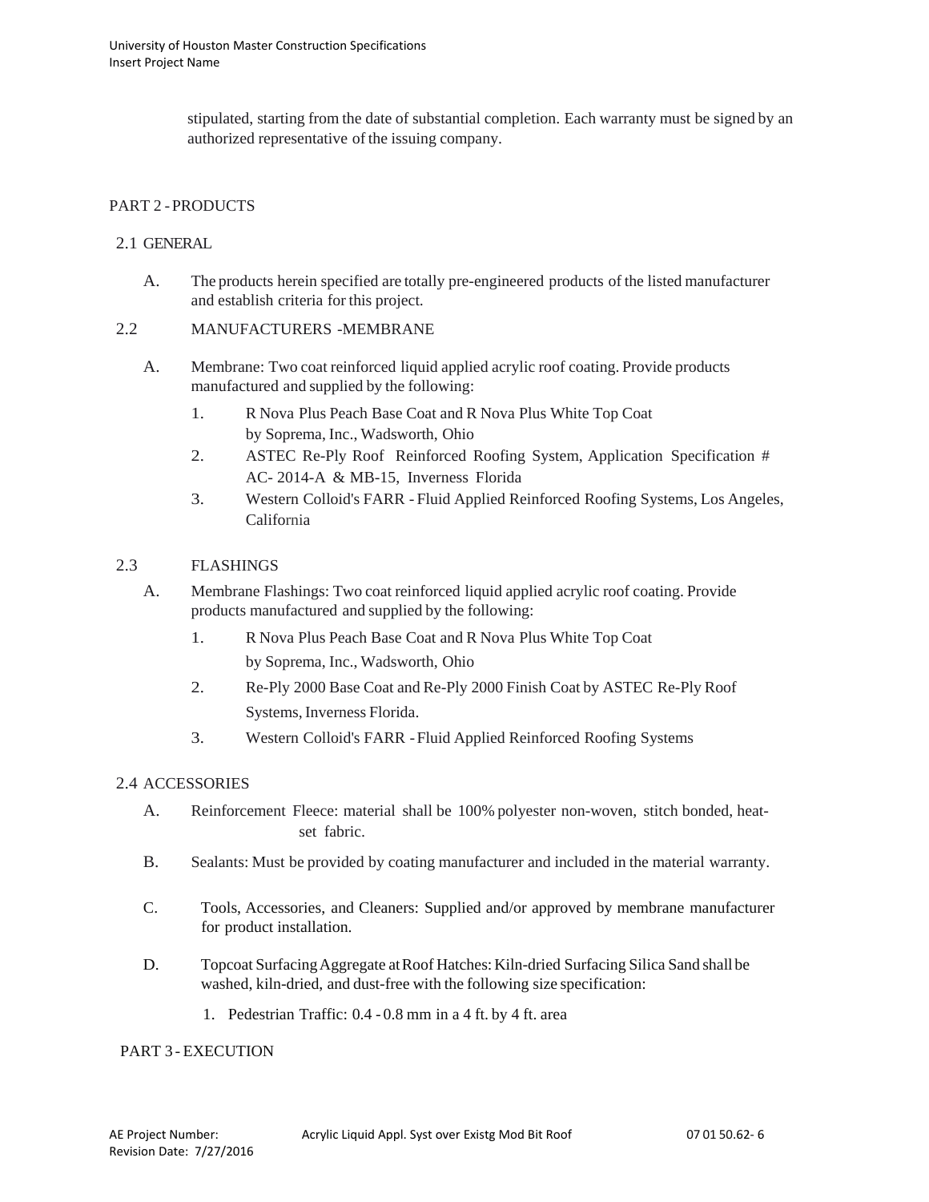stipulated, starting from the date of substantial completion. Each warranty must be signed by an authorized representative of the issuing company.

## PART 2 - PRODUCTS

### 2.1 GENERAL

A. The products herein specified are totally pre-engineered products of the listed manufacturer and establish criteria for this project.

### 2.2 MANUFACTURERS -MEMBRANE

A. Membrane: Two coat reinforced liquid applied acrylic roof coating. Provide products manufactured and supplied by the following:

1. R Nova Plus Peach Base Coat and R Nova Plus White Top Coat by Soprema, Inc., Wadsworth, Ohio
2. ASTEC Re-Ply Roof Reinforced Roofing System, Application Specification # AC- 2014-A & MB-15, Inverness Florida
3. Western Colloid's FARR - Fluid Applied Reinforced Roofing Systems, Los Angeles, California

### 2.3 FLASHINGS

A. Membrane Flashings: Two coat reinforced liquid applied acrylic roof coating. Provide products manufactured and supplied by the following:

1. R Nova Plus Peach Base Coat and R Nova Plus White Top Coat by Soprema, Inc., Wadsworth, Ohio
2. Re-Ply 2000 Base Coat and Re-Ply 2000 Finish Coat by ASTEC Re-Ply Roof Systems, Inverness Florida.
3. Western Colloid's FARR - Fluid Applied Reinforced Roofing Systems

### 2.4 ACCESSORIES

A. Reinforcement Fleece: material shall be 100% polyester non-woven, stitch bonded, heat-set fabric.

B. Sealants: Must be provided by coating manufacturer and included in the material warranty.

C. Tools, Accessories, and Cleaners: Supplied and/or approved by membrane manufacturer for product installation.

D. Topcoat Surfacing Aggregate at Roof Hatches: Kiln-dried Surfacing Silica Sand shall be washed, kiln-dried, and dust-free with the following size specification:

1. Pedestrian Traffic: 0.4 - 0.8 mm in a 4 ft. by 4 ft. area

## PART 3 - EXECUTION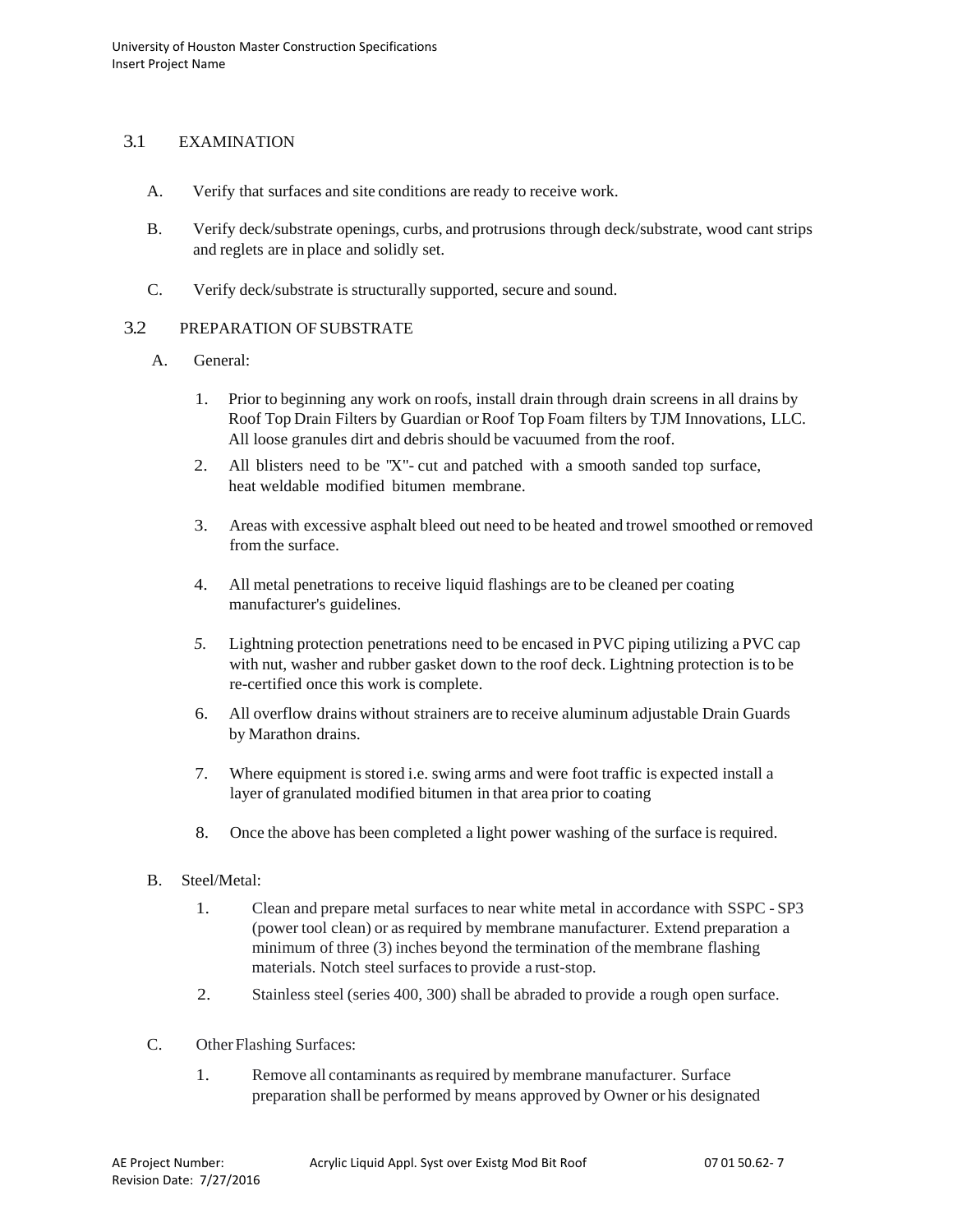## 3.1 EXAMINATION

A. Verify that surfaces and site conditions are ready to receive work.

B. Verify deck/substrate openings, curbs, and protrusions through deck/substrate, wood cant strips and reglets are in place and solidly set.

C. Verify deck/substrate is structurally supported, secure and sound.

## 3.2 PREPARATION OF SUBSTRATE

A. General:

1. Prior to beginning any work on roofs, install drain through drain screens in all drains by Roof Top Drain Filters by Guardian or Roof Top Foam filters by TJM Innovations, LLC. All loose granules dirt and debris should be vacuumed from the roof.
2. All blisters need to be "X"- cut and patched with a smooth sanded top surface, heat weldable modified bitumen membrane.
3. Areas with excessive asphalt bleed out need to be heated and trowel smoothed or removed from the surface.
4. All metal penetrations to receive liquid flashings are to be cleaned per coating manufacturer's guidelines.
5. Lightning protection penetrations need to be encased in PVC piping utilizing a PVC cap with nut, washer and rubber gasket down to the roof deck. Lightning protection is to be re-certified once this work is complete.
6. All overflow drains without strainers are to receive aluminum adjustable Drain Guards by Marathon drains.
7. Where equipment is stored i.e. swing arms and were foot traffic is expected install a layer of granulated modified bitumen in that area prior to coating
8. Once the above has been completed a light power washing of the surface is required.

B. Steel/Metal:

1. Clean and prepare metal surfaces to near white metal in accordance with SSPC - SP3 (power tool clean) or as required by membrane manufacturer. Extend preparation a minimum of three (3) inches beyond the termination of the membrane flashing materials. Notch steel surfaces to provide a rust-stop.
2. Stainless steel (series 400, 300) shall be abraded to provide a rough open surface.

C. Other Flashing Surfaces:

1. Remove all contaminants as required by membrane manufacturer. Surface preparation shall be performed by means approved by Owner or his designated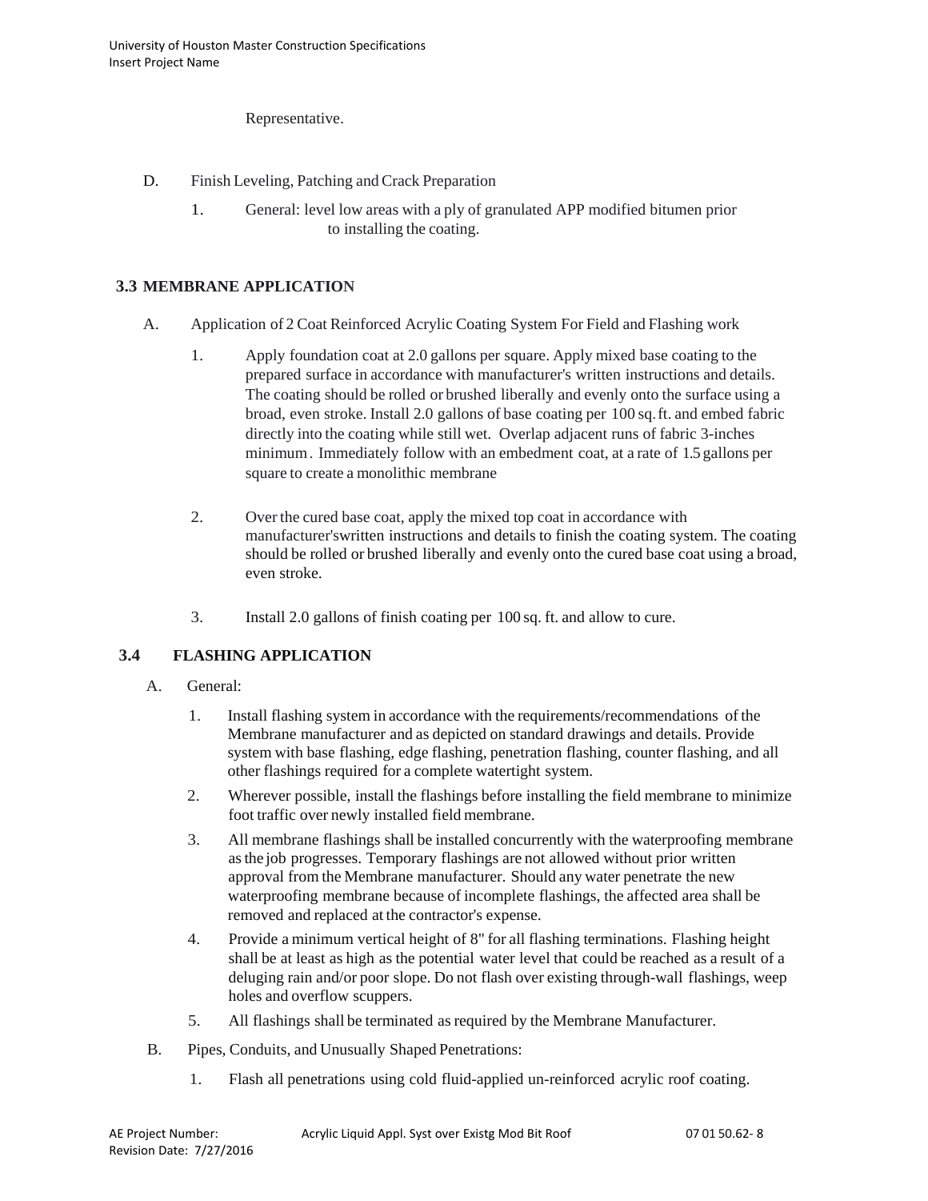Representative.

D. Finish Leveling, Patching and Crack Preparation

1. General: level low areas with a ply of granulated APP modified bitumen prior to installing the coating.

## 3.3 MEMBRANE APPLICATION

A. Application of 2 Coat Reinforced Acrylic Coating System For Field and Flashing work

1. Apply foundation coat at 2.0 gallons per square. Apply mixed base coating to the prepared surface in accordance with manufacturer's written instructions and details. The coating should be rolled or brushed liberally and evenly onto the surface using a broad, even stroke. Install 2.0 gallons of base coating per 100 sq. ft. and embed fabric directly into the coating while still wet. Overlap adjacent runs of fabric 3-inches minimum. Immediately follow with an embedment coat, at a rate of 1.5 gallons per square to create a monolithic membrane

2. Over the cured base coat, apply the mixed top coat in accordance with manufacturer'swritten instructions and details to finish the coating system. The coating should be rolled or brushed liberally and evenly onto the cured base coat using a broad, even stroke.

3. Install 2.0 gallons of finish coating per 100 sq. ft. and allow to cure.

## 3.4 FLASHING APPLICATION

A. General:

1. Install flashing system in accordance with the requirements/recommendations of the Membrane manufacturer and as depicted on standard drawings and details. Provide system with base flashing, edge flashing, penetration flashing, counter flashing, and all other flashings required for a complete watertight system.
2. Wherever possible, install the flashings before installing the field membrane to minimize foot traffic over newly installed field membrane.
3. All membrane flashings shall be installed concurrently with the waterproofing membrane as the job progresses. Temporary flashings are not allowed without prior written approval from the Membrane manufacturer. Should any water penetrate the new waterproofing membrane because of incomplete flashings, the affected area shall be removed and replaced at the contractor's expense.
4. Provide a minimum vertical height of 8" for all flashing terminations. Flashing height shall be at least as high as the potential water level that could be reached as a result of a deluging rain and/or poor slope. Do not flash over existing through-wall flashings, weep holes and overflow scuppers.
5. All flashings shall be terminated as required by the Membrane Manufacturer.

B. Pipes, Conduits, and Unusually Shaped Penetrations:

1. Flash all penetrations using cold fluid-applied un-reinforced acrylic roof coating.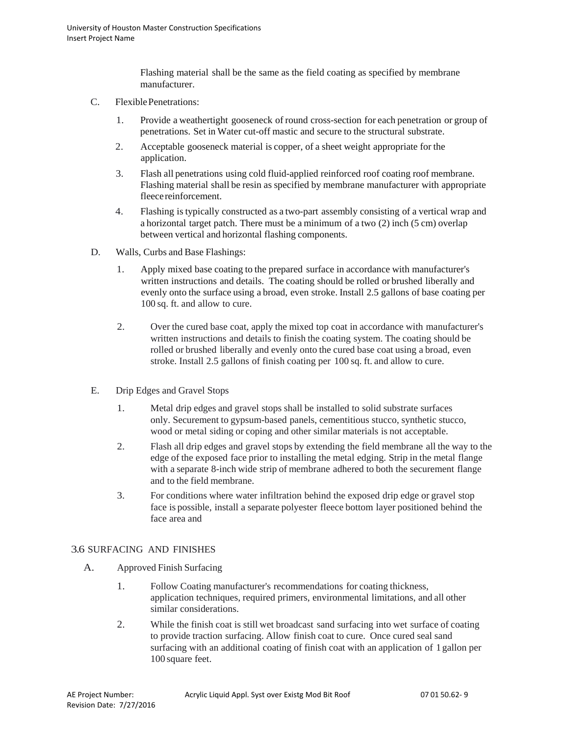Flashing material shall be the same as the field coating as specified by membrane manufacturer.

C. Flexible Penetrations:

1. Provide a weathertight gooseneck of round cross-section for each penetration or group of penetrations. Set in Water cut-off mastic and secure to the structural substrate.
2. Acceptable gooseneck material is copper, of a sheet weight appropriate for the application.
3. Flash all penetrations using cold fluid-applied reinforced roof coating roof membrane. Flashing material shall be resin as specified by membrane manufacturer with appropriate fleece reinforcement.
4. Flashing is typically constructed as a two-part assembly consisting of a vertical wrap and a horizontal target patch. There must be a minimum of a two (2) inch (5 cm) overlap between vertical and horizontal flashing components.

D. Walls, Curbs and Base Flashings:

1. Apply mixed base coating to the prepared surface in accordance with manufacturer's written instructions and details. The coating should be rolled or brushed liberally and evenly onto the surface using a broad, even stroke. Install 2.5 gallons of base coating per 100 sq. ft. and allow to cure.
2. Over the cured base coat, apply the mixed top coat in accordance with manufacturer's written instructions and details to finish the coating system. The coating should be rolled or brushed liberally and evenly onto the cured base coat using a broad, even stroke. Install 2.5 gallons of finish coating per 100 sq. ft. and allow to cure.

E. Drip Edges and Gravel Stops

1. Metal drip edges and gravel stops shall be installed to solid substrate surfaces only. Securement to gypsum-based panels, cementitious stucco, synthetic stucco, wood or metal siding or coping and other similar materials is not acceptable.
2. Flash all drip edges and gravel stops by extending the field membrane all the way to the edge of the exposed face prior to installing the metal edging. Strip in the metal flange with a separate 8-inch wide strip of membrane adhered to both the securement flange and to the field membrane.
3. For conditions where water infiltration behind the exposed drip edge or gravel stop face is possible, install a separate polyester fleece bottom layer positioned behind the face area and

## 3.6 SURFACING AND FINISHES

A. Approved Finish Surfacing

1. Follow Coating manufacturer's recommendations for coating thickness, application techniques, required primers, environmental limitations, and all other similar considerations.
2. While the finish coat is still wet broadcast sand surfacing into wet surface of coating to provide traction surfacing. Allow finish coat to cure. Once cured seal sand surfacing with an additional coating of finish coat with an application of 1 gallon per 100 square feet.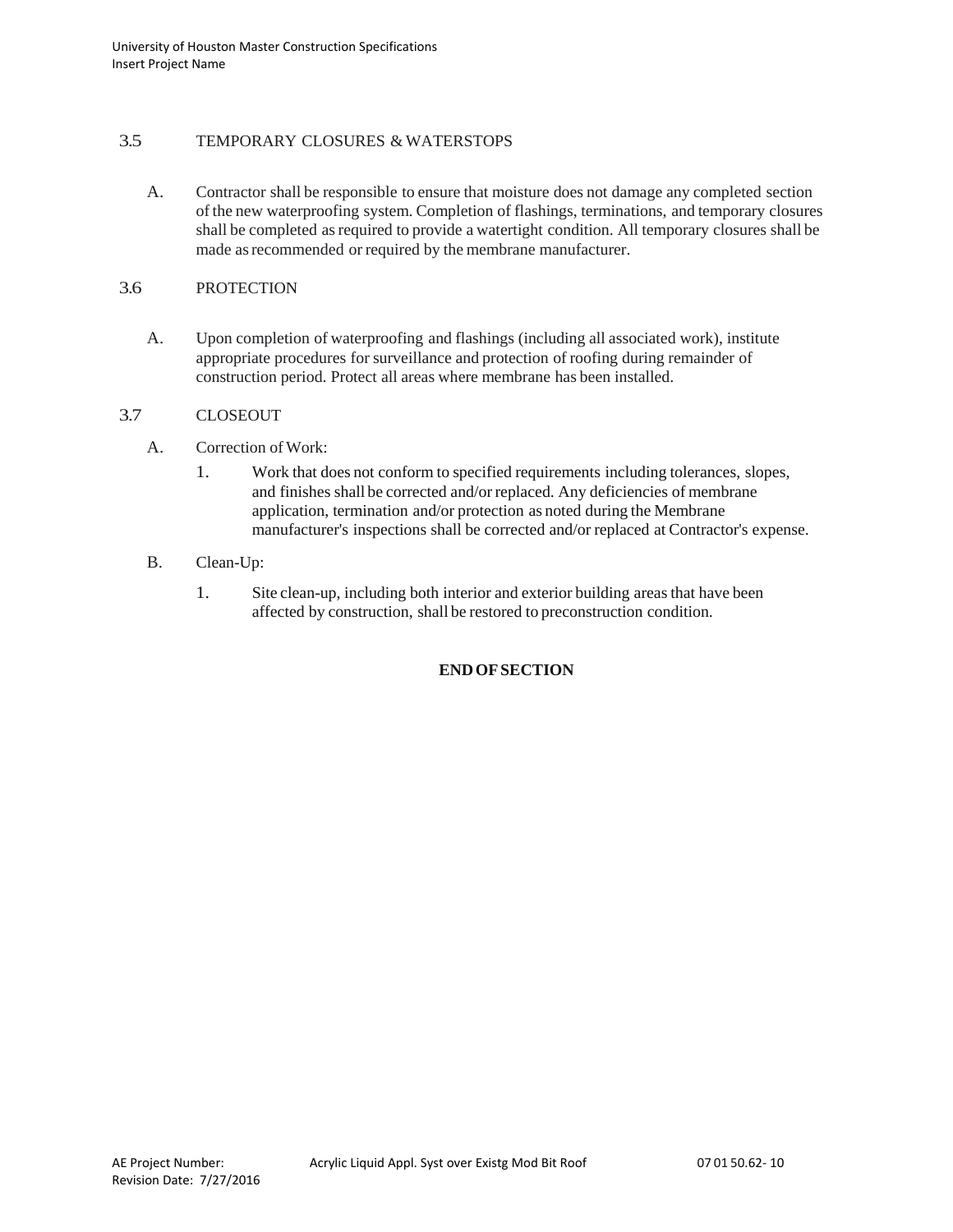## 3.5 TEMPORARY CLOSURES & WATERSTOPS

A. Contractor shall be responsible to ensure that moisture does not damage any completed section of the new waterproofing system. Completion of flashings, terminations, and temporary closures shall be completed as required to provide a watertight condition. All temporary closures shall be made as recommended or required by the membrane manufacturer.

## 3.6 PROTECTION

A. Upon completion of waterproofing and flashings (including all associated work), institute appropriate procedures for surveillance and protection of roofing during remainder of construction period. Protect all areas where membrane has been installed.

## 3.7 CLOSEOUT

A. Correction of Work:

1. Work that does not conform to specified requirements including tolerances, slopes, and finishes shall be corrected and/or replaced. Any deficiencies of membrane application, termination and/or protection as noted during the Membrane manufacturer's inspections shall be corrected and/or replaced at Contractor's expense.

B. Clean-Up:

1. Site clean-up, including both interior and exterior building areas that have been affected by construction, shall be restored to preconstruction condition.

**END OF SECTION**